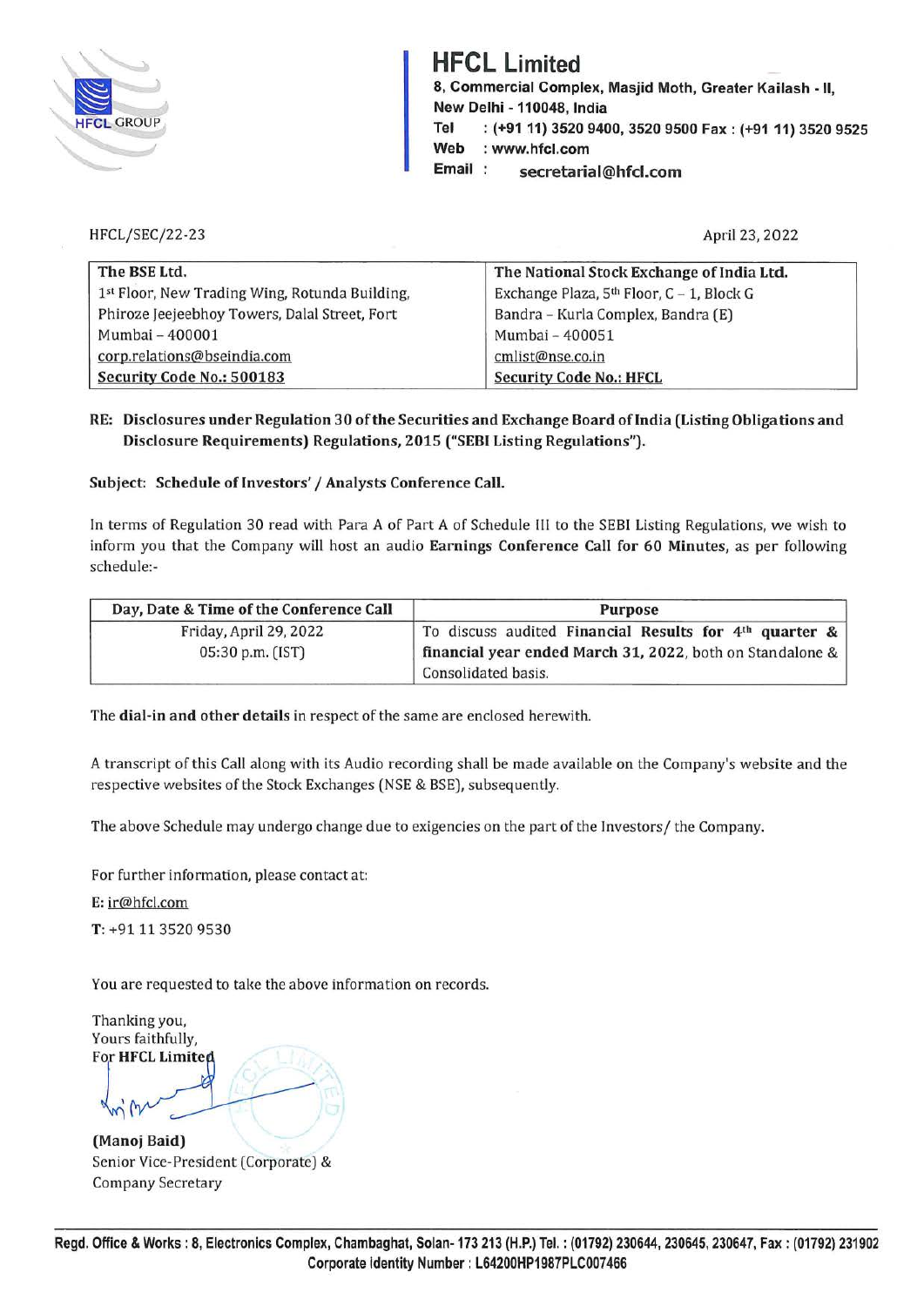# HFCL Limited

**8, Commercial Complex, Masjid Moth, Greater Kailash - II, New Delhi - 110048, India**
**Tel : (+91 11) 3520 9400, 3520 9500 Fax : (+91 11) 3520 9525**
**Web : www.hfcl.com**
**Email : secretarial@hfcl.com**

HFCL/SEC/22-23

April 23, 2022

| The BSE Ltd. | The National Stock Exchange of India Ltd. |
|---|---|
| 1st Floor, New Trading Wing, Rotunda Building, | Exchange Plaza, 5th Floor, C – 1, Block G |
| Phiroze Jeejeebhoy Towers, Dalal Street, Fort | Bandra – Kurla Complex, Bandra (E) |
| Mumbai – 400001 | Mumbai – 400051 |
| corp.relations@bseindia.com | cmlist@nse.co.in |
| **Security Code No.: 500183** | **Security Code No.: HFCL** |

**RE: Disclosures under Regulation 30 of the Securities and Exchange Board of India (Listing Obligations and Disclosure Requirements) Regulations, 2015 ("SEBI Listing Regulations").**

**Subject: Schedule of Investors' / Analysts Conference Call.**

In terms of Regulation 30 read with Para A of Part A of Schedule III to the SEBI Listing Regulations, we wish to inform you that the Company will host an audio **Earnings Conference Call for 60 Minutes**, as per following schedule:-

| Day, Date & Time of the Conference Call | Purpose |
|---|---|
| Friday, April 29, 2022<br>05:30 p.m. (IST) | To discuss audited **Financial Results for 4th quarter & financial year ended March 31, 2022**, both on Standalone & Consolidated basis. |

The **dial-in and other details** in respect of the same are enclosed herewith.

A transcript of this Call along with its Audio recording shall be made available on the Company's website and the respective websites of the Stock Exchanges (NSE & BSE), subsequently.

The above Schedule may undergo change due to exigencies on the part of the Investors/ the Company.

For further information, please contact at:

E: ir@hfcl.com

T: +91 11 3520 9530

You are requested to take the above information on records.

Thanking you,
Yours faithfully,
For **HFCL Limited**

**(Manoj Baid)**
Senior Vice-President (Corporate) &
Company Secretary

**Regd. Office & Works : 8, Electronics Complex, Chambaghat, Solan- 173 213 (H.P.) Tel. : (01792) 230644, 230645, 230647, Fax : (01792) 231902**
**Corporate Identity Number : L64200HP1987PLC007466**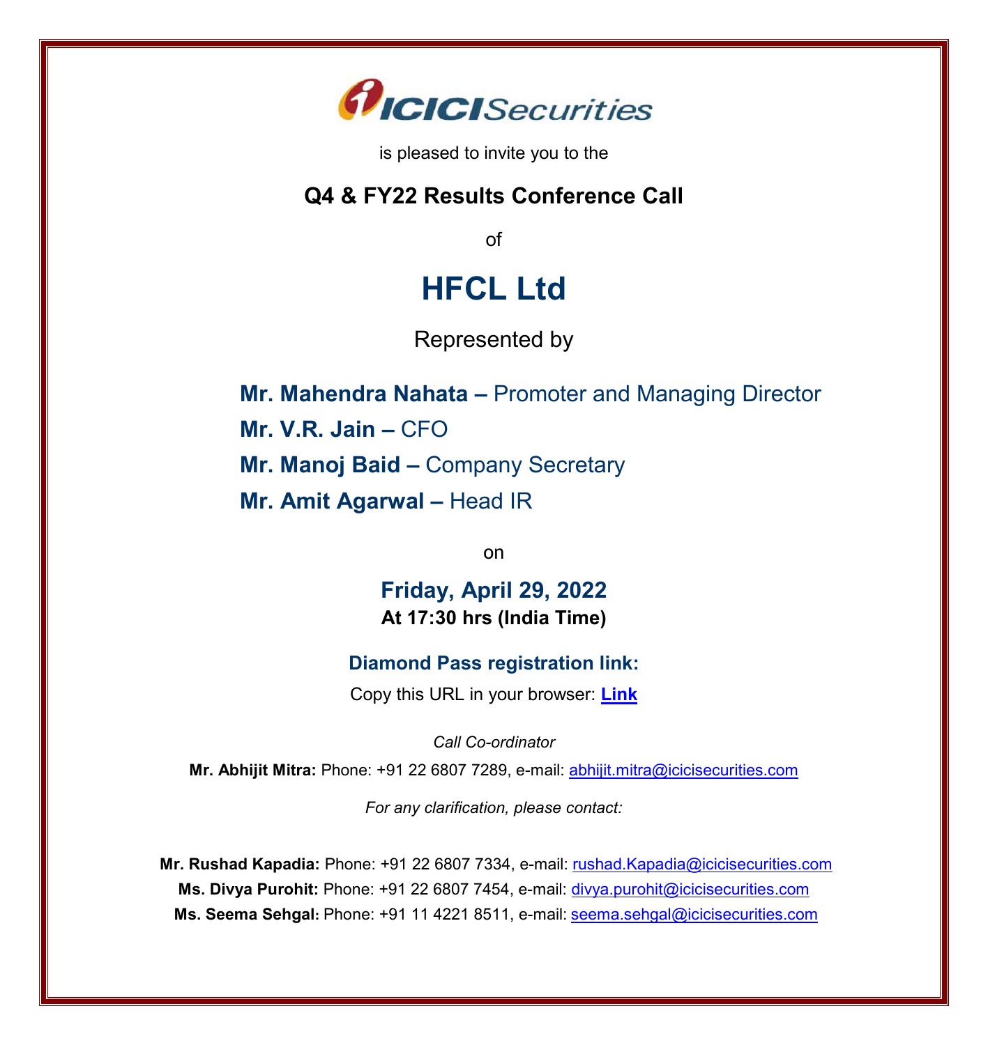ICICI Securities

is pleased to invite you to the

## Q4 & FY22 Results Conference Call

of

# HFCL Ltd

Represented by

**Mr. Mahendra Nahata –** Promoter and Managing Director

**Mr. V.R. Jain –** CFO

**Mr. Manoj Baid –** Company Secretary

**Mr. Amit Agarwal –** Head IR

on

**Friday, April 29, 2022**

**At 17:30 hrs (India Time)**

**Diamond Pass registration link:**

Copy this URL in your browser: **Link**

*Call Co-ordinator*

**Mr. Abhijit Mitra:** Phone: +91 22 6807 7289, e-mail: abhijit.mitra@icicisecurities.com

*For any clarification, please contact:*

**Mr. Rushad Kapadia:** Phone: +91 22 6807 7334, e-mail: rushad.Kapadia@icicisecurities.com

**Ms. Divya Purohit:** Phone: +91 22 6807 7454, e-mail: divya.purohit@icicisecurities.com

**Ms. Seema Sehgal:** Phone: +91 11 4221 8511, e-mail: seema.sehgal@icicisecurities.com